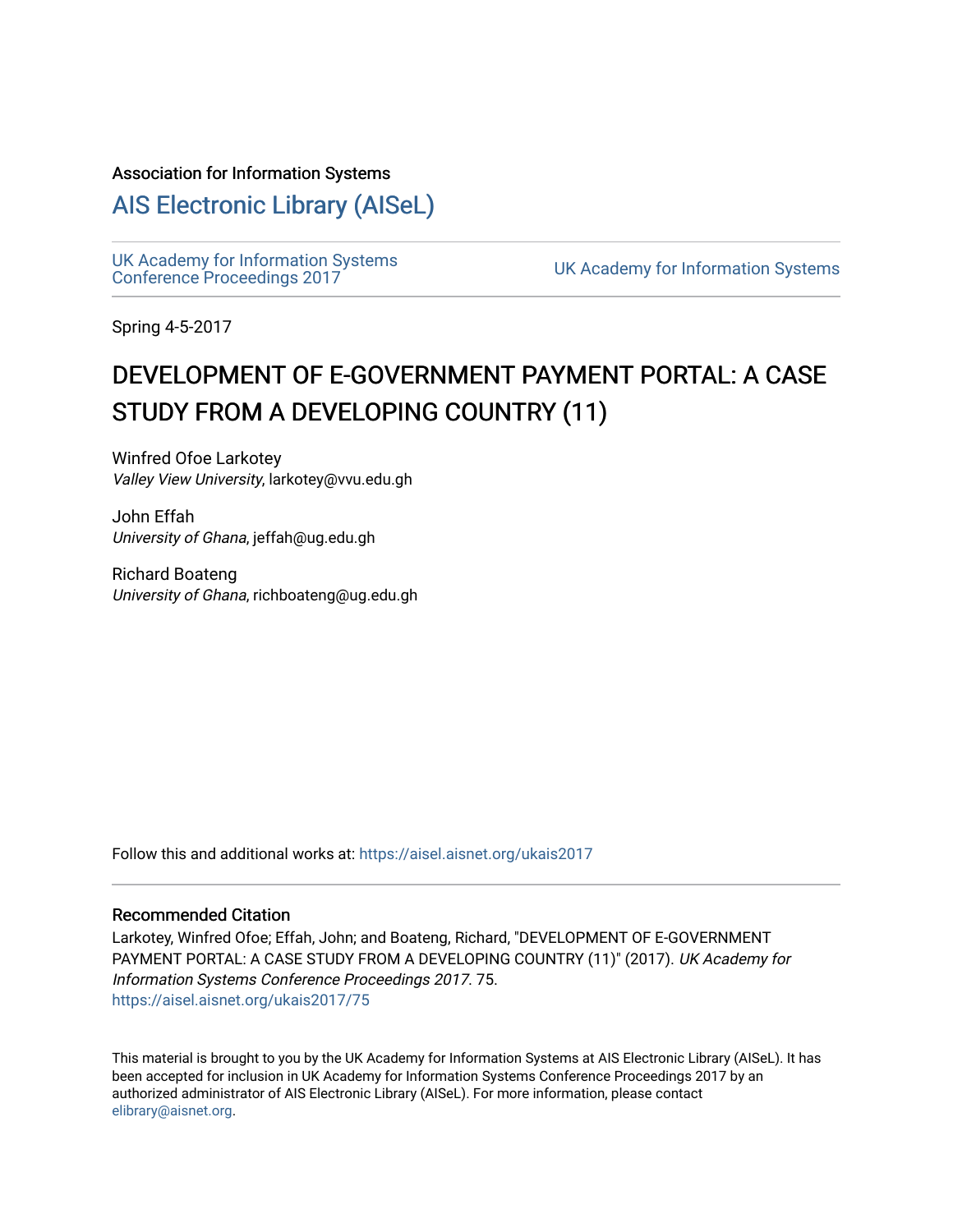Association for Information Systems

# AIS Electronic Library (AISeL)

UK Academy for Information Systems Conference Proceedings 2017

UK Academy for Information Systems

Spring 4-5-2017

# DEVELOPMENT OF E-GOVERNMENT PAYMENT PORTAL: A CASE STUDY FROM A DEVELOPING COUNTRY (11)

Winfred Ofoe Larkotey
*Valley View University*, larkotey@vvu.edu.gh

John Effah
*University of Ghana*, jeffah@ug.edu.gh

Richard Boateng
*University of Ghana*, richboateng@ug.edu.gh

Follow this and additional works at: https://aisel.aisnet.org/ukais2017

### Recommended Citation

Larkotey, Winfred Ofoe; Effah, John; and Boateng, Richard, "DEVELOPMENT OF E-GOVERNMENT PAYMENT PORTAL: A CASE STUDY FROM A DEVELOPING COUNTRY (11)" (2017). *UK Academy for Information Systems Conference Proceedings 2017*. 75.
https://aisel.aisnet.org/ukais2017/75

This material is brought to you by the UK Academy for Information Systems at AIS Electronic Library (AISeL). It has been accepted for inclusion in UK Academy for Information Systems Conference Proceedings 2017 by an authorized administrator of AIS Electronic Library (AISeL). For more information, please contact elibrary@aisnet.org.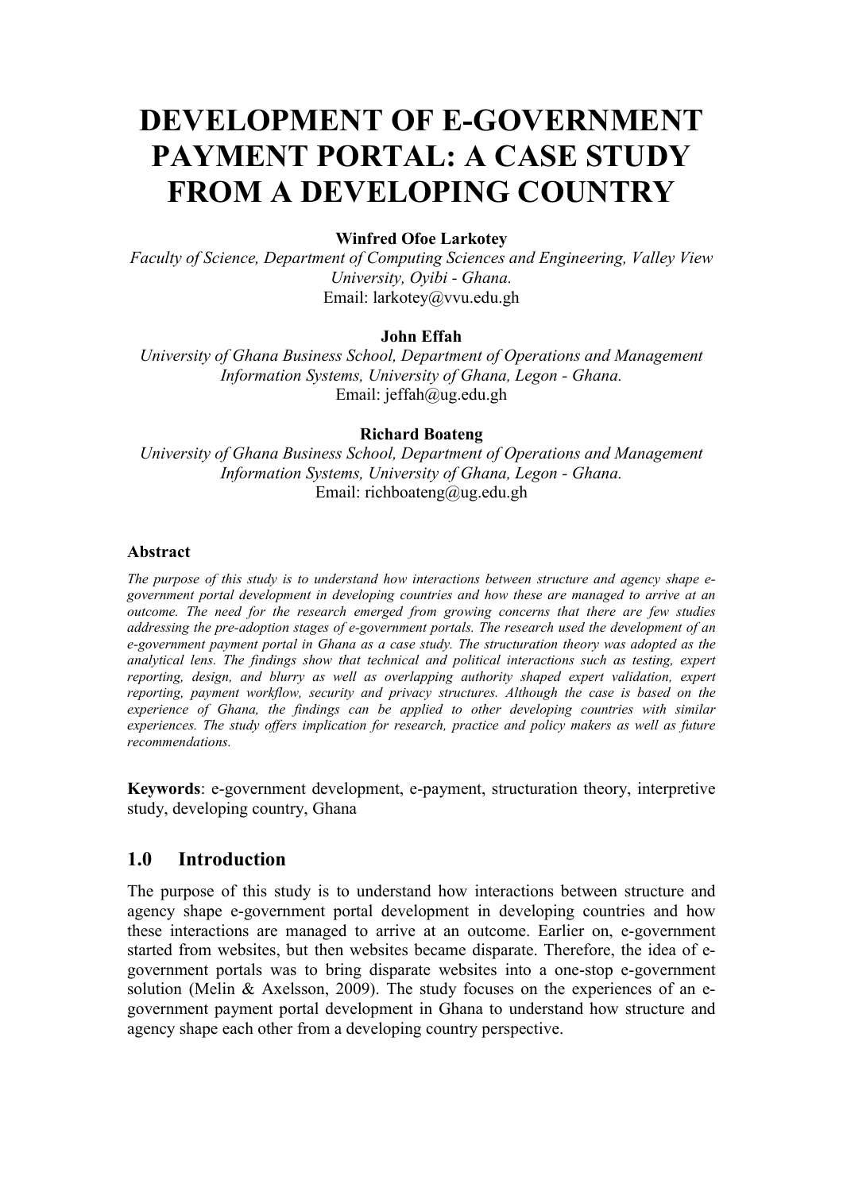# DEVELOPMENT OF E-GOVERNMENT PAYMENT PORTAL: A CASE STUDY FROM A DEVELOPING COUNTRY

**Winfred Ofoe Larkotey**
*Faculty of Science, Department of Computing Sciences and Engineering, Valley View University, Oyibi - Ghana.*
Email: larkotey@vvu.edu.gh

**John Effah**
*University of Ghana Business School, Department of Operations and Management Information Systems, University of Ghana, Legon - Ghana.*
Email: jeffah@ug.edu.gh

**Richard Boateng**
*University of Ghana Business School, Department of Operations and Management Information Systems, University of Ghana, Legon - Ghana.*
Email: richboateng@ug.edu.gh

#### Abstract

*The purpose of this study is to understand how interactions between structure and agency shape e-government portal development in developing countries and how these are managed to arrive at an outcome. The need for the research emerged from growing concerns that there are few studies addressing the pre-adoption stages of e-government portals. The research used the development of an e-government payment portal in Ghana as a case study. The structuration theory was adopted as the analytical lens. The findings show that technical and political interactions such as testing, expert reporting, design, and blurry as well as overlapping authority shaped expert validation, expert reporting, payment workflow, security and privacy structures. Although the case is based on the experience of Ghana, the findings can be applied to other developing countries with similar experiences. The study offers implication for research, practice and policy makers as well as future recommendations.*

**Keywords**: e-government development, e-payment, structuration theory, interpretive study, developing country, Ghana

## 1.0 Introduction

The purpose of this study is to understand how interactions between structure and agency shape e-government portal development in developing countries and how these interactions are managed to arrive at an outcome. Earlier on, e-government started from websites, but then websites became disparate. Therefore, the idea of e-government portals was to bring disparate websites into a one-stop e-government solution (Melin & Axelsson, 2009). The study focuses on the experiences of an e-government payment portal development in Ghana to understand how structure and agency shape each other from a developing country perspective.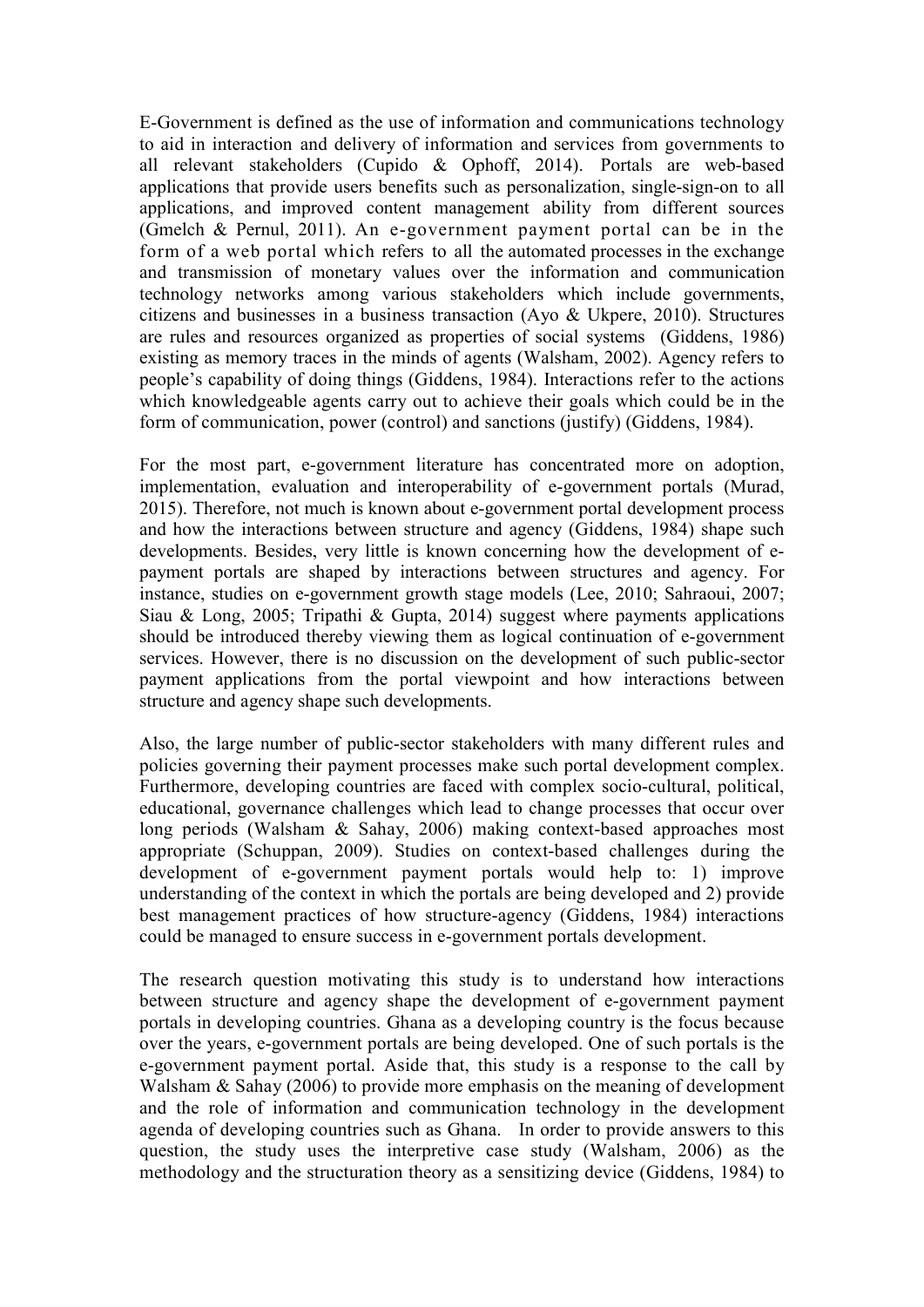E-Government is defined as the use of information and communications technology to aid in interaction and delivery of information and services from governments to all relevant stakeholders (Cupido & Ophoff, 2014). Portals are web-based applications that provide users benefits such as personalization, single-sign-on to all applications, and improved content management ability from different sources (Gmelch & Pernul, 2011). An e-government payment portal can be in the form of a web portal which refers to all the automated processes in the exchange and transmission of monetary values over the information and communication technology networks among various stakeholders which include governments, citizens and businesses in a business transaction (Ayo & Ukpere, 2010). Structures are rules and resources organized as properties of social systems (Giddens, 1986) existing as memory traces in the minds of agents (Walsham, 2002). Agency refers to people's capability of doing things (Giddens, 1984). Interactions refer to the actions which knowledgeable agents carry out to achieve their goals which could be in the form of communication, power (control) and sanctions (justify) (Giddens, 1984).

For the most part, e-government literature has concentrated more on adoption, implementation, evaluation and interoperability of e-government portals (Murad, 2015). Therefore, not much is known about e-government portal development process and how the interactions between structure and agency (Giddens, 1984) shape such developments. Besides, very little is known concerning how the development of e-payment portals are shaped by interactions between structures and agency. For instance, studies on e-government growth stage models (Lee, 2010; Sahraoui, 2007; Siau & Long, 2005; Tripathi & Gupta, 2014) suggest where payments applications should be introduced thereby viewing them as logical continuation of e-government services. However, there is no discussion on the development of such public-sector payment applications from the portal viewpoint and how interactions between structure and agency shape such developments.

Also, the large number of public-sector stakeholders with many different rules and policies governing their payment processes make such portal development complex. Furthermore, developing countries are faced with complex socio-cultural, political, educational, governance challenges which lead to change processes that occur over long periods (Walsham & Sahay, 2006) making context-based approaches most appropriate (Schuppan, 2009). Studies on context-based challenges during the development of e-government payment portals would help to: 1) improve understanding of the context in which the portals are being developed and 2) provide best management practices of how structure-agency (Giddens, 1984) interactions could be managed to ensure success in e-government portals development.

The research question motivating this study is to understand how interactions between structure and agency shape the development of e-government payment portals in developing countries. Ghana as a developing country is the focus because over the years, e-government portals are being developed. One of such portals is the e-government payment portal. Aside that, this study is a response to the call by Walsham & Sahay (2006) to provide more emphasis on the meaning of development and the role of information and communication technology in the development agenda of developing countries such as Ghana. In order to provide answers to this question, the study uses the interpretive case study (Walsham, 2006) as the methodology and the structuration theory as a sensitizing device (Giddens, 1984) to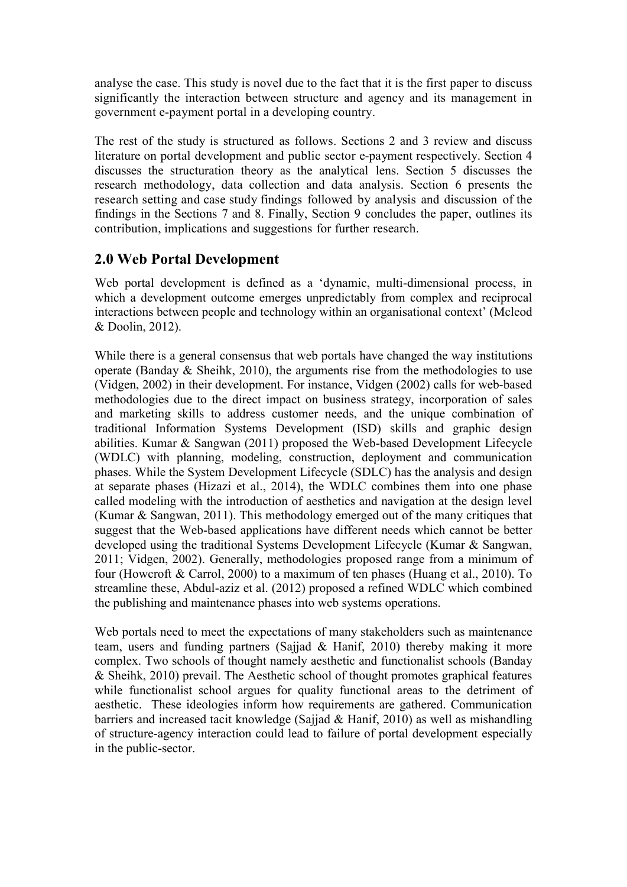analyse the case. This study is novel due to the fact that it is the first paper to discuss significantly the interaction between structure and agency and its management in government e-payment portal in a developing country.

The rest of the study is structured as follows. Sections 2 and 3 review and discuss literature on portal development and public sector e-payment respectively. Section 4 discusses the structuration theory as the analytical lens. Section 5 discusses the research methodology, data collection and data analysis. Section 6 presents the research setting and case study findings followed by analysis and discussion of the findings in the Sections 7 and 8. Finally, Section 9 concludes the paper, outlines its contribution, implications and suggestions for further research.

## 2.0 Web Portal Development

Web portal development is defined as a 'dynamic, multi-dimensional process, in which a development outcome emerges unpredictably from complex and reciprocal interactions between people and technology within an organisational context' (Mcleod & Doolin, 2012).

While there is a general consensus that web portals have changed the way institutions operate (Banday & Sheihk, 2010), the arguments rise from the methodologies to use (Vidgen, 2002) in their development. For instance, Vidgen (2002) calls for web-based methodologies due to the direct impact on business strategy, incorporation of sales and marketing skills to address customer needs, and the unique combination of traditional Information Systems Development (ISD) skills and graphic design abilities. Kumar & Sangwan (2011) proposed the Web-based Development Lifecycle (WDLC) with planning, modeling, construction, deployment and communication phases. While the System Development Lifecycle (SDLC) has the analysis and design at separate phases (Hizazi et al., 2014), the WDLC combines them into one phase called modeling with the introduction of aesthetics and navigation at the design level (Kumar & Sangwan, 2011). This methodology emerged out of the many critiques that suggest that the Web-based applications have different needs which cannot be better developed using the traditional Systems Development Lifecycle (Kumar & Sangwan, 2011; Vidgen, 2002). Generally, methodologies proposed range from a minimum of four (Howcroft & Carrol, 2000) to a maximum of ten phases (Huang et al., 2010). To streamline these, Abdul-aziz et al. (2012) proposed a refined WDLC which combined the publishing and maintenance phases into web systems operations.

Web portals need to meet the expectations of many stakeholders such as maintenance team, users and funding partners (Sajjad & Hanif, 2010) thereby making it more complex. Two schools of thought namely aesthetic and functionalist schools (Banday & Sheihk, 2010) prevail. The Aesthetic school of thought promotes graphical features while functionalist school argues for quality functional areas to the detriment of aesthetic. These ideologies inform how requirements are gathered. Communication barriers and increased tacit knowledge (Sajjad & Hanif, 2010) as well as mishandling of structure-agency interaction could lead to failure of portal development especially in the public-sector.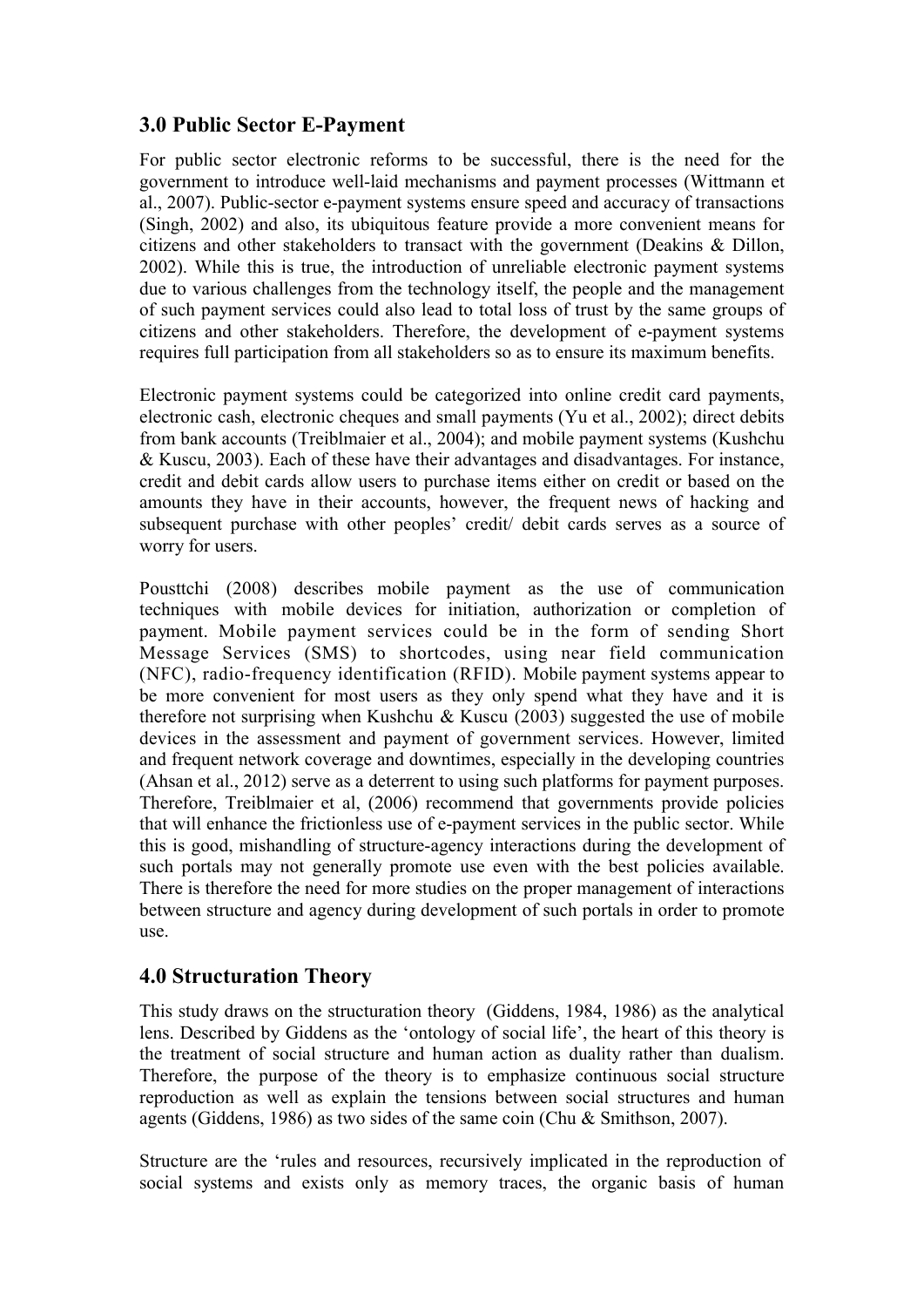## 3.0 Public Sector E-Payment

For public sector electronic reforms to be successful, there is the need for the government to introduce well-laid mechanisms and payment processes (Wittmann et al., 2007). Public-sector e-payment systems ensure speed and accuracy of transactions (Singh, 2002) and also, its ubiquitous feature provide a more convenient means for citizens and other stakeholders to transact with the government (Deakins & Dillon, 2002). While this is true, the introduction of unreliable electronic payment systems due to various challenges from the technology itself, the people and the management of such payment services could also lead to total loss of trust by the same groups of citizens and other stakeholders. Therefore, the development of e-payment systems requires full participation from all stakeholders so as to ensure its maximum benefits.

Electronic payment systems could be categorized into online credit card payments, electronic cash, electronic cheques and small payments (Yu et al., 2002); direct debits from bank accounts (Treiblmaier et al., 2004); and mobile payment systems (Kushchu & Kuscu, 2003). Each of these have their advantages and disadvantages. For instance, credit and debit cards allow users to purchase items either on credit or based on the amounts they have in their accounts, however, the frequent news of hacking and subsequent purchase with other peoples' credit/ debit cards serves as a source of worry for users.

Pousttchi (2008) describes mobile payment as the use of communication techniques with mobile devices for initiation, authorization or completion of payment. Mobile payment services could be in the form of sending Short Message Services (SMS) to shortcodes, using near field communication (NFC), radio-frequency identification (RFID). Mobile payment systems appear to be more convenient for most users as they only spend what they have and it is therefore not surprising when Kushchu & Kuscu (2003) suggested the use of mobile devices in the assessment and payment of government services. However, limited and frequent network coverage and downtimes, especially in the developing countries (Ahsan et al., 2012) serve as a deterrent to using such platforms for payment purposes. Therefore, Treiblmaier et al, (2006) recommend that governments provide policies that will enhance the frictionless use of e-payment services in the public sector. While this is good, mishandling of structure-agency interactions during the development of such portals may not generally promote use even with the best policies available. There is therefore the need for more studies on the proper management of interactions between structure and agency during development of such portals in order to promote use.

## 4.0 Structuration Theory

This study draws on the structuration theory (Giddens, 1984, 1986) as the analytical lens. Described by Giddens as the 'ontology of social life', the heart of this theory is the treatment of social structure and human action as duality rather than dualism. Therefore, the purpose of the theory is to emphasize continuous social structure reproduction as well as explain the tensions between social structures and human agents (Giddens, 1986) as two sides of the same coin (Chu & Smithson, 2007).

Structure are the 'rules and resources, recursively implicated in the reproduction of social systems and exists only as memory traces, the organic basis of human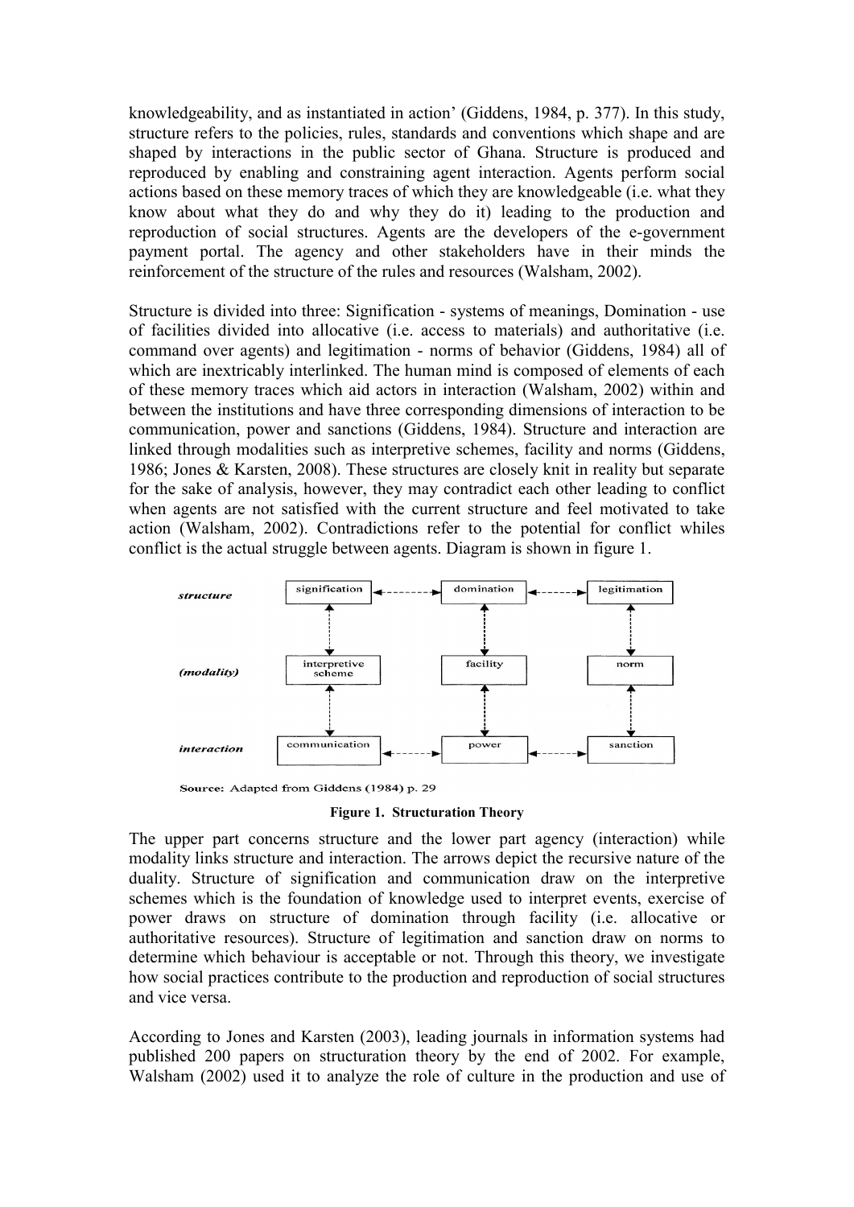knowledgeability, and as instantiated in action' (Giddens, 1984, p. 377). In this study, structure refers to the policies, rules, standards and conventions which shape and are shaped by interactions in the public sector of Ghana. Structure is produced and reproduced by enabling and constraining agent interaction. Agents perform social actions based on these memory traces of which they are knowledgeable (i.e. what they know about what they do and why they do it) leading to the production and reproduction of social structures. Agents are the developers of the e-government payment portal. The agency and other stakeholders have in their minds the reinforcement of the structure of the rules and resources (Walsham, 2002).

Structure is divided into three: Signification - systems of meanings, Domination - use of facilities divided into allocative (i.e. access to materials) and authoritative (i.e. command over agents) and legitimation - norms of behavior (Giddens, 1984) all of which are inextricably interlinked. The human mind is composed of elements of each of these memory traces which aid actors in interaction (Walsham, 2002) within and between the institutions and have three corresponding dimensions of interaction to be communication, power and sanctions (Giddens, 1984). Structure and interaction are linked through modalities such as interpretive schemes, facility and norms (Giddens, 1986; Jones & Karsten, 2008). These structures are closely knit in reality but separate for the sake of analysis, however, they may contradict each other leading to conflict when agents are not satisfied with the current structure and feel motivated to take action (Walsham, 2002). Contradictions refer to the potential for conflict whiles conflict is the actual struggle between agents. Diagram is shown in figure 1.

| *structure* | signification | domination | legitimation |
|---|---|---|---|
| *(modality)* | interpretive scheme | facility | norm |
| *interaction* | communication | power | sanction |

Source: Adapted from Giddens (1984) p. 29

**Figure 1. Structuration Theory**

The upper part concerns structure and the lower part agency (interaction) while modality links structure and interaction. The arrows depict the recursive nature of the duality. Structure of signification and communication draw on the interpretive schemes which is the foundation of knowledge used to interpret events, exercise of power draws on structure of domination through facility (i.e. allocative or authoritative resources). Structure of legitimation and sanction draw on norms to determine which behaviour is acceptable or not. Through this theory, we investigate how social practices contribute to the production and reproduction of social structures and vice versa.

According to Jones and Karsten (2003), leading journals in information systems had published 200 papers on structuration theory by the end of 2002. For example, Walsham (2002) used it to analyze the role of culture in the production and use of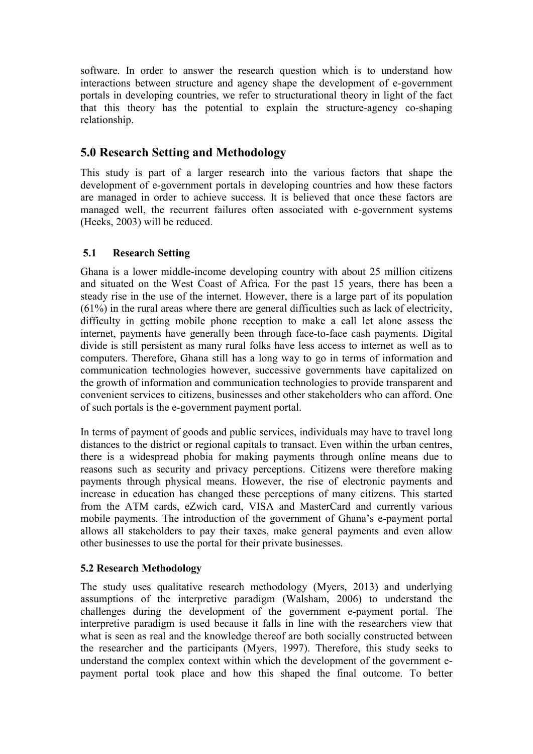software. In order to answer the research question which is to understand how interactions between structure and agency shape the development of e-government portals in developing countries, we refer to structurational theory in light of the fact that this theory has the potential to explain the structure-agency co-shaping relationship.

## 5.0 Research Setting and Methodology

This study is part of a larger research into the various factors that shape the development of e-government portals in developing countries and how these factors are managed in order to achieve success. It is believed that once these factors are managed well, the recurrent failures often associated with e-government systems (Heeks, 2003) will be reduced.

### 5.1 Research Setting

Ghana is a lower middle-income developing country with about 25 million citizens and situated on the West Coast of Africa. For the past 15 years, there has been a steady rise in the use of the internet. However, there is a large part of its population (61%) in the rural areas where there are general difficulties such as lack of electricity, difficulty in getting mobile phone reception to make a call let alone assess the internet, payments have generally been through face-to-face cash payments. Digital divide is still persistent as many rural folks have less access to internet as well as to computers. Therefore, Ghana still has a long way to go in terms of information and communication technologies however, successive governments have capitalized on the growth of information and communication technologies to provide transparent and convenient services to citizens, businesses and other stakeholders who can afford. One of such portals is the e-government payment portal.

In terms of payment of goods and public services, individuals may have to travel long distances to the district or regional capitals to transact. Even within the urban centres, there is a widespread phobia for making payments through online means due to reasons such as security and privacy perceptions. Citizens were therefore making payments through physical means. However, the rise of electronic payments and increase in education has changed these perceptions of many citizens. This started from the ATM cards, eZwich card, VISA and MasterCard and currently various mobile payments. The introduction of the government of Ghana's e-payment portal allows all stakeholders to pay their taxes, make general payments and even allow other businesses to use the portal for their private businesses.

### 5.2 Research Methodology

The study uses qualitative research methodology (Myers, 2013) and underlying assumptions of the interpretive paradigm (Walsham, 2006) to understand the challenges during the development of the government e-payment portal. The interpretive paradigm is used because it falls in line with the researchers view that what is seen as real and the knowledge thereof are both socially constructed between the researcher and the participants (Myers, 1997). Therefore, this study seeks to understand the complex context within which the development of the government e-payment portal took place and how this shaped the final outcome. To better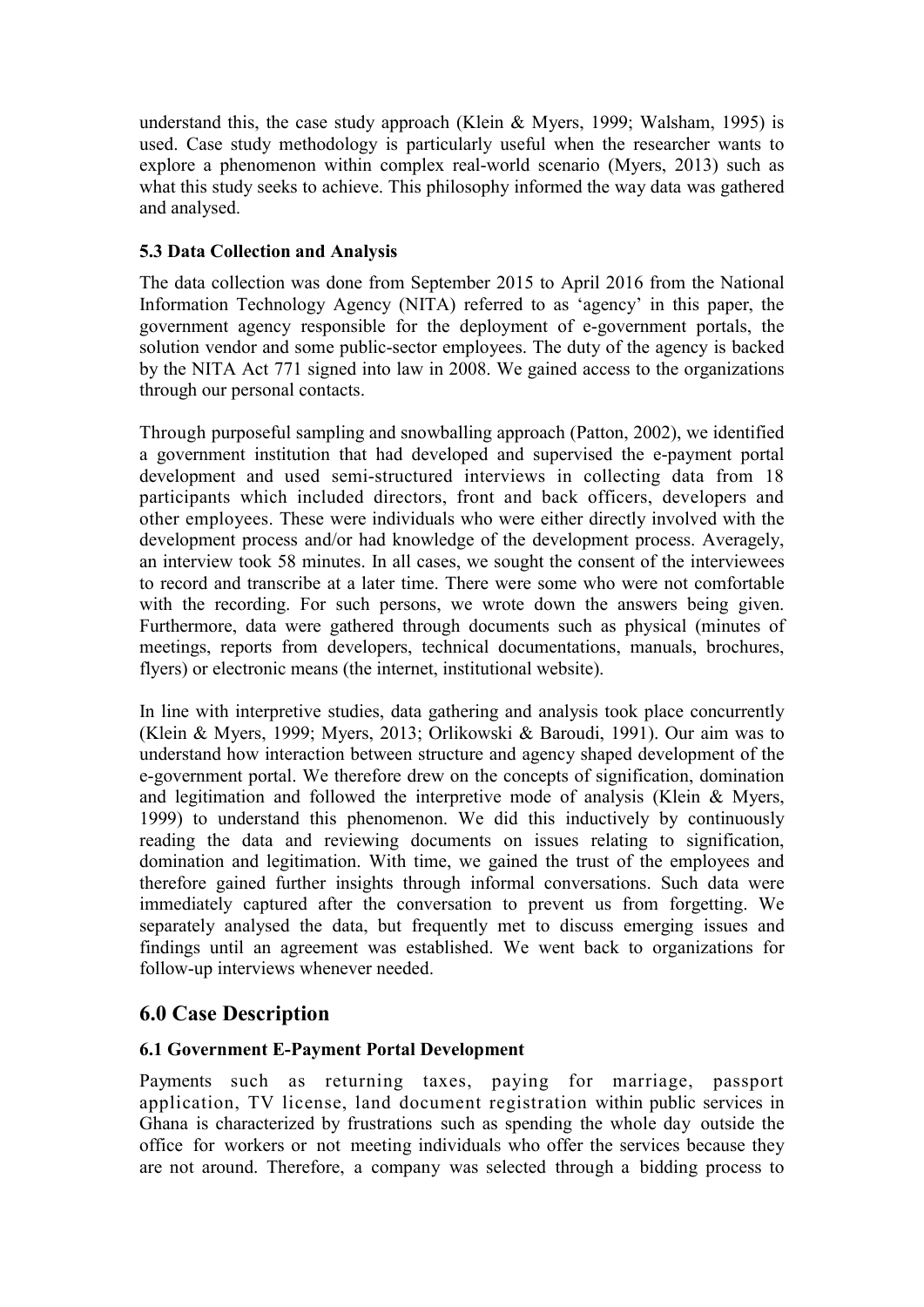understand this, the case study approach (Klein & Myers, 1999; Walsham, 1995) is used. Case study methodology is particularly useful when the researcher wants to explore a phenomenon within complex real-world scenario (Myers, 2013) such as what this study seeks to achieve. This philosophy informed the way data was gathered and analysed.

### 5.3 Data Collection and Analysis

The data collection was done from September 2015 to April 2016 from the National Information Technology Agency (NITA) referred to as 'agency' in this paper, the government agency responsible for the deployment of e-government portals, the solution vendor and some public-sector employees. The duty of the agency is backed by the NITA Act 771 signed into law in 2008. We gained access to the organizations through our personal contacts.

Through purposeful sampling and snowballing approach (Patton, 2002), we identified a government institution that had developed and supervised the e-payment portal development and used semi-structured interviews in collecting data from 18 participants which included directors, front and back officers, developers and other employees. These were individuals who were either directly involved with the development process and/or had knowledge of the development process. Averagely, an interview took 58 minutes. In all cases, we sought the consent of the interviewees to record and transcribe at a later time. There were some who were not comfortable with the recording. For such persons, we wrote down the answers being given. Furthermore, data were gathered through documents such as physical (minutes of meetings, reports from developers, technical documentations, manuals, brochures, flyers) or electronic means (the internet, institutional website).

In line with interpretive studies, data gathering and analysis took place concurrently (Klein & Myers, 1999; Myers, 2013; Orlikowski & Baroudi, 1991). Our aim was to understand how interaction between structure and agency shaped development of the e-government portal. We therefore drew on the concepts of signification, domination and legitimation and followed the interpretive mode of analysis (Klein & Myers, 1999) to understand this phenomenon. We did this inductively by continuously reading the data and reviewing documents on issues relating to signification, domination and legitimation. With time, we gained the trust of the employees and therefore gained further insights through informal conversations. Such data were immediately captured after the conversation to prevent us from forgetting. We separately analysed the data, but frequently met to discuss emerging issues and findings until an agreement was established. We went back to organizations for follow-up interviews whenever needed.

## 6.0 Case Description

### 6.1 Government E-Payment Portal Development

Payments such as returning taxes, paying for marriage, passport application, TV license, land document registration within public services in Ghana is characterized by frustrations such as spending the whole day outside the office for workers or not meeting individuals who offer the services because they are not around. Therefore, a company was selected through a bidding process to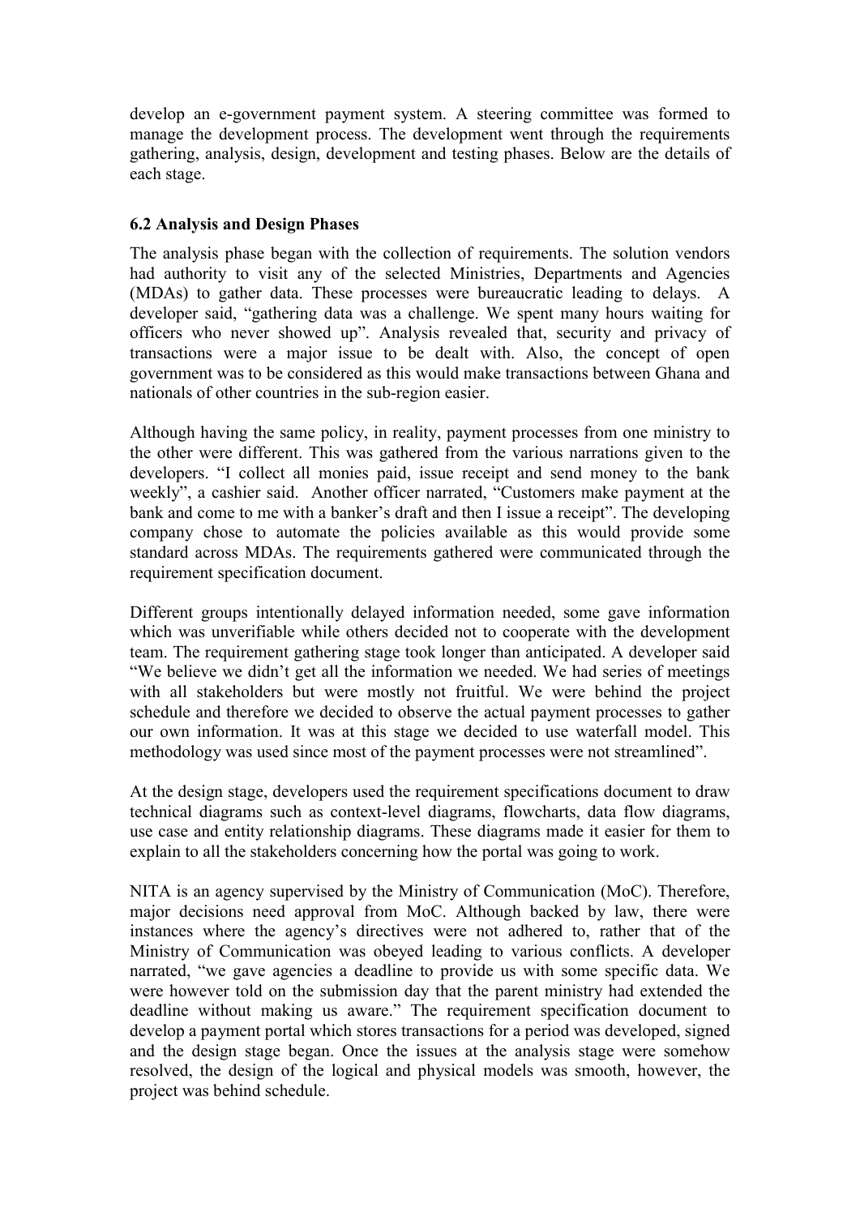develop an e-government payment system. A steering committee was formed to manage the development process. The development went through the requirements gathering, analysis, design, development and testing phases. Below are the details of each stage.

### 6.2 Analysis and Design Phases

The analysis phase began with the collection of requirements. The solution vendors had authority to visit any of the selected Ministries, Departments and Agencies (MDAs) to gather data. These processes were bureaucratic leading to delays. A developer said, "gathering data was a challenge. We spent many hours waiting for officers who never showed up". Analysis revealed that, security and privacy of transactions were a major issue to be dealt with. Also, the concept of open government was to be considered as this would make transactions between Ghana and nationals of other countries in the sub-region easier.

Although having the same policy, in reality, payment processes from one ministry to the other were different. This was gathered from the various narrations given to the developers. "I collect all monies paid, issue receipt and send money to the bank weekly", a cashier said. Another officer narrated, "Customers make payment at the bank and come to me with a banker's draft and then I issue a receipt". The developing company chose to automate the policies available as this would provide some standard across MDAs. The requirements gathered were communicated through the requirement specification document.

Different groups intentionally delayed information needed, some gave information which was unverifiable while others decided not to cooperate with the development team. The requirement gathering stage took longer than anticipated. A developer said "We believe we didn't get all the information we needed. We had series of meetings with all stakeholders but were mostly not fruitful. We were behind the project schedule and therefore we decided to observe the actual payment processes to gather our own information. It was at this stage we decided to use waterfall model. This methodology was used since most of the payment processes were not streamlined".

At the design stage, developers used the requirement specifications document to draw technical diagrams such as context-level diagrams, flowcharts, data flow diagrams, use case and entity relationship diagrams. These diagrams made it easier for them to explain to all the stakeholders concerning how the portal was going to work.

NITA is an agency supervised by the Ministry of Communication (MoC). Therefore, major decisions need approval from MoC. Although backed by law, there were instances where the agency's directives were not adhered to, rather that of the Ministry of Communication was obeyed leading to various conflicts. A developer narrated, "we gave agencies a deadline to provide us with some specific data. We were however told on the submission day that the parent ministry had extended the deadline without making us aware." The requirement specification document to develop a payment portal which stores transactions for a period was developed, signed and the design stage began. Once the issues at the analysis stage were somehow resolved, the design of the logical and physical models was smooth, however, the project was behind schedule.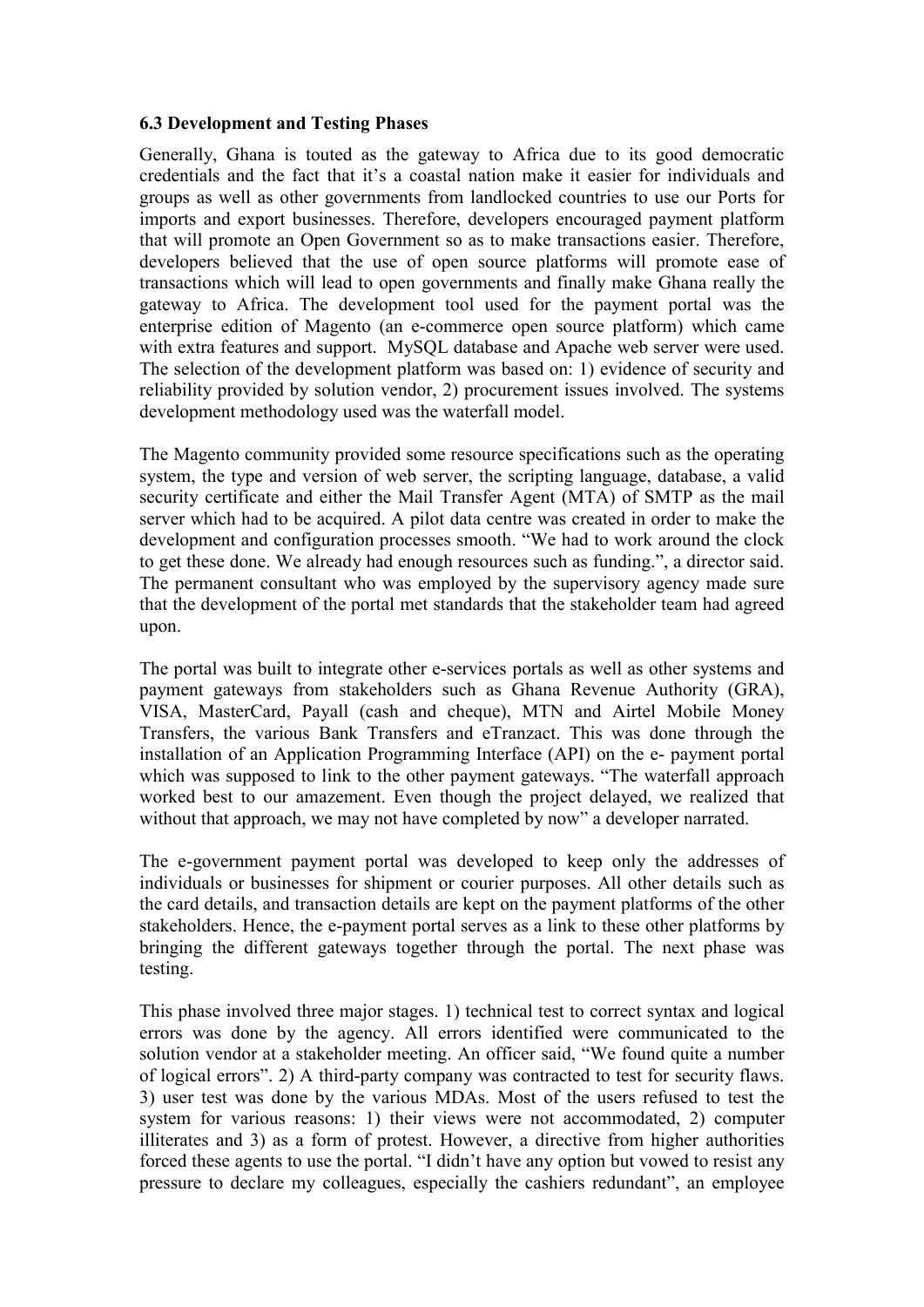### 6.3 Development and Testing Phases

Generally, Ghana is touted as the gateway to Africa due to its good democratic credentials and the fact that it's a coastal nation make it easier for individuals and groups as well as other governments from landlocked countries to use our Ports for imports and export businesses. Therefore, developers encouraged payment platform that will promote an Open Government so as to make transactions easier. Therefore, developers believed that the use of open source platforms will promote ease of transactions which will lead to open governments and finally make Ghana really the gateway to Africa. The development tool used for the payment portal was the enterprise edition of Magento (an e-commerce open source platform) which came with extra features and support. MySQL database and Apache web server were used. The selection of the development platform was based on: 1) evidence of security and reliability provided by solution vendor, 2) procurement issues involved. The systems development methodology used was the waterfall model.

The Magento community provided some resource specifications such as the operating system, the type and version of web server, the scripting language, database, a valid security certificate and either the Mail Transfer Agent (MTA) of SMTP as the mail server which had to be acquired. A pilot data centre was created in order to make the development and configuration processes smooth. "We had to work around the clock to get these done. We already had enough resources such as funding.", a director said. The permanent consultant who was employed by the supervisory agency made sure that the development of the portal met standards that the stakeholder team had agreed upon.

The portal was built to integrate other e-services portals as well as other systems and payment gateways from stakeholders such as Ghana Revenue Authority (GRA), VISA, MasterCard, Payall (cash and cheque), MTN and Airtel Mobile Money Transfers, the various Bank Transfers and eTranzact. This was done through the installation of an Application Programming Interface (API) on the e- payment portal which was supposed to link to the other payment gateways. "The waterfall approach worked best to our amazement. Even though the project delayed, we realized that without that approach, we may not have completed by now" a developer narrated.

The e-government payment portal was developed to keep only the addresses of individuals or businesses for shipment or courier purposes. All other details such as the card details, and transaction details are kept on the payment platforms of the other stakeholders. Hence, the e-payment portal serves as a link to these other platforms by bringing the different gateways together through the portal. The next phase was testing.

This phase involved three major stages. 1) technical test to correct syntax and logical errors was done by the agency. All errors identified were communicated to the solution vendor at a stakeholder meeting. An officer said, "We found quite a number of logical errors". 2) A third-party company was contracted to test for security flaws. 3) user test was done by the various MDAs. Most of the users refused to test the system for various reasons: 1) their views were not accommodated, 2) computer illiterates and 3) as a form of protest. However, a directive from higher authorities forced these agents to use the portal. "I didn't have any option but vowed to resist any pressure to declare my colleagues, especially the cashiers redundant", an employee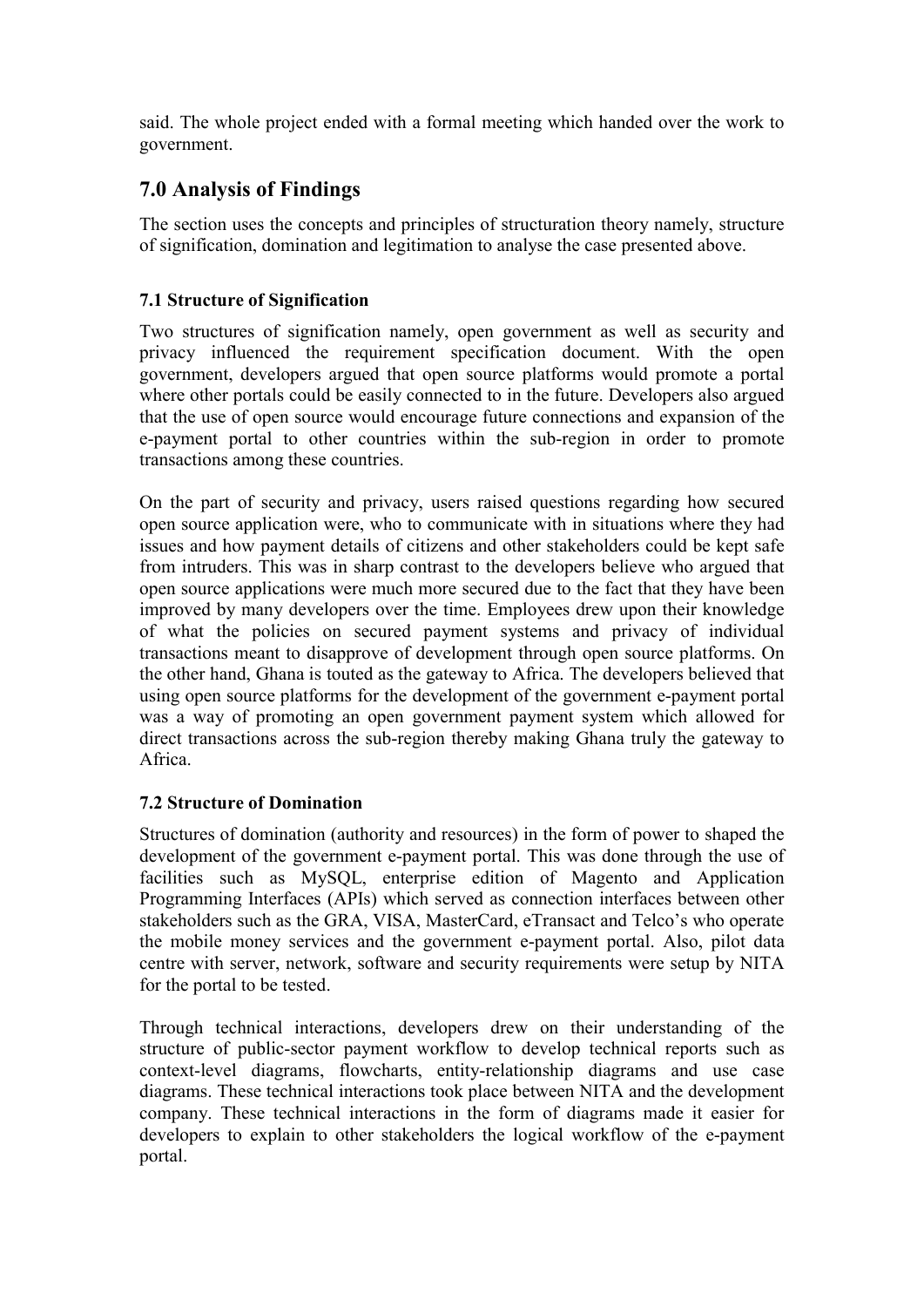said. The whole project ended with a formal meeting which handed over the work to government.

## 7.0 Analysis of Findings

The section uses the concepts and principles of structuration theory namely, structure of signification, domination and legitimation to analyse the case presented above.

### 7.1 Structure of Signification

Two structures of signification namely, open government as well as security and privacy influenced the requirement specification document. With the open government, developers argued that open source platforms would promote a portal where other portals could be easily connected to in the future. Developers also argued that the use of open source would encourage future connections and expansion of the e-payment portal to other countries within the sub-region in order to promote transactions among these countries.

On the part of security and privacy, users raised questions regarding how secured open source application were, who to communicate with in situations where they had issues and how payment details of citizens and other stakeholders could be kept safe from intruders. This was in sharp contrast to the developers believe who argued that open source applications were much more secured due to the fact that they have been improved by many developers over the time. Employees drew upon their knowledge of what the policies on secured payment systems and privacy of individual transactions meant to disapprove of development through open source platforms. On the other hand, Ghana is touted as the gateway to Africa. The developers believed that using open source platforms for the development of the government e-payment portal was a way of promoting an open government payment system which allowed for direct transactions across the sub-region thereby making Ghana truly the gateway to Africa.

### 7.2 Structure of Domination

Structures of domination (authority and resources) in the form of power to shaped the development of the government e-payment portal. This was done through the use of facilities such as MySQL, enterprise edition of Magento and Application Programming Interfaces (APIs) which served as connection interfaces between other stakeholders such as the GRA, VISA, MasterCard, eTransact and Telco's who operate the mobile money services and the government e-payment portal. Also, pilot data centre with server, network, software and security requirements were setup by NITA for the portal to be tested.

Through technical interactions, developers drew on their understanding of the structure of public-sector payment workflow to develop technical reports such as context-level diagrams, flowcharts, entity-relationship diagrams and use case diagrams. These technical interactions took place between NITA and the development company. These technical interactions in the form of diagrams made it easier for developers to explain to other stakeholders the logical workflow of the e-payment portal.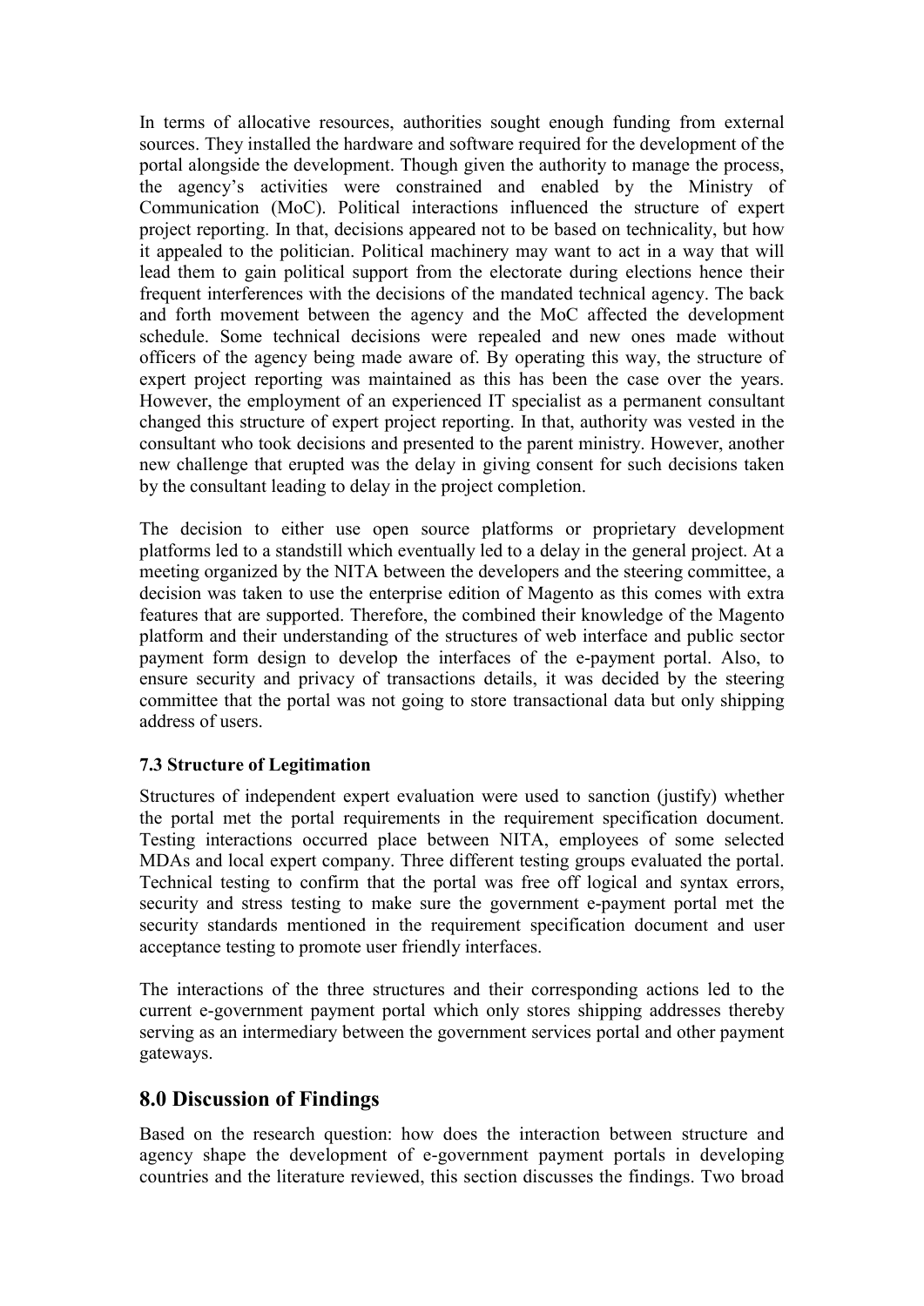In terms of allocative resources, authorities sought enough funding from external sources. They installed the hardware and software required for the development of the portal alongside the development. Though given the authority to manage the process, the agency's activities were constrained and enabled by the Ministry of Communication (MoC). Political interactions influenced the structure of expert project reporting. In that, decisions appeared not to be based on technicality, but how it appealed to the politician. Political machinery may want to act in a way that will lead them to gain political support from the electorate during elections hence their frequent interferences with the decisions of the mandated technical agency. The back and forth movement between the agency and the MoC affected the development schedule. Some technical decisions were repealed and new ones made without officers of the agency being made aware of. By operating this way, the structure of expert project reporting was maintained as this has been the case over the years. However, the employment of an experienced IT specialist as a permanent consultant changed this structure of expert project reporting. In that, authority was vested in the consultant who took decisions and presented to the parent ministry. However, another new challenge that erupted was the delay in giving consent for such decisions taken by the consultant leading to delay in the project completion.

The decision to either use open source platforms or proprietary development platforms led to a standstill which eventually led to a delay in the general project. At a meeting organized by the NITA between the developers and the steering committee, a decision was taken to use the enterprise edition of Magento as this comes with extra features that are supported. Therefore, the combined their knowledge of the Magento platform and their understanding of the structures of web interface and public sector payment form design to develop the interfaces of the e-payment portal. Also, to ensure security and privacy of transactions details, it was decided by the steering committee that the portal was not going to store transactional data but only shipping address of users.

### 7.3 Structure of Legitimation

Structures of independent expert evaluation were used to sanction (justify) whether the portal met the portal requirements in the requirement specification document. Testing interactions occurred place between NITA, employees of some selected MDAs and local expert company. Three different testing groups evaluated the portal. Technical testing to confirm that the portal was free off logical and syntax errors, security and stress testing to make sure the government e-payment portal met the security standards mentioned in the requirement specification document and user acceptance testing to promote user friendly interfaces.

The interactions of the three structures and their corresponding actions led to the current e-government payment portal which only stores shipping addresses thereby serving as an intermediary between the government services portal and other payment gateways.

## 8.0 Discussion of Findings

Based on the research question: how does the interaction between structure and agency shape the development of e-government payment portals in developing countries and the literature reviewed, this section discusses the findings. Two broad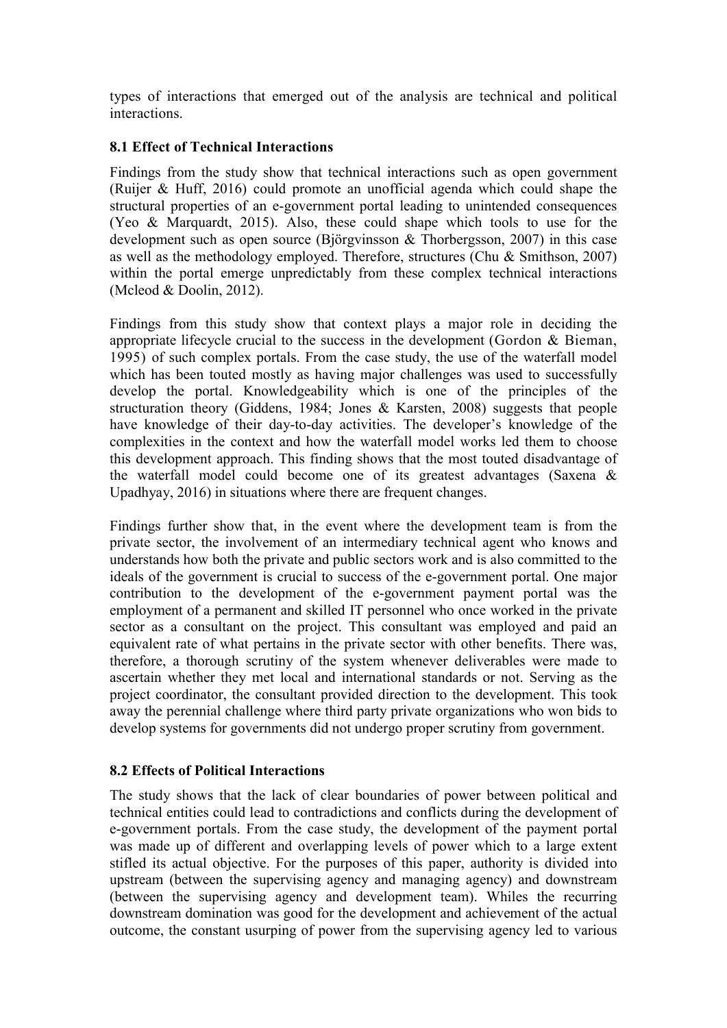types of interactions that emerged out of the analysis are technical and political interactions.

### 8.1 Effect of Technical Interactions

Findings from the study show that technical interactions such as open government (Ruijer & Huff, 2016) could promote an unofficial agenda which could shape the structural properties of an e-government portal leading to unintended consequences (Yeo & Marquardt, 2015). Also, these could shape which tools to use for the development such as open source (Björgvinsson & Thorbergsson, 2007) in this case as well as the methodology employed. Therefore, structures (Chu & Smithson, 2007) within the portal emerge unpredictably from these complex technical interactions (Mcleod & Doolin, 2012).

Findings from this study show that context plays a major role in deciding the appropriate lifecycle crucial to the success in the development (Gordon & Bieman, 1995) of such complex portals. From the case study, the use of the waterfall model which has been touted mostly as having major challenges was used to successfully develop the portal. Knowledgeability which is one of the principles of the structuration theory (Giddens, 1984; Jones & Karsten, 2008) suggests that people have knowledge of their day-to-day activities. The developer's knowledge of the complexities in the context and how the waterfall model works led them to choose this development approach. This finding shows that the most touted disadvantage of the waterfall model could become one of its greatest advantages (Saxena & Upadhyay, 2016) in situations where there are frequent changes.

Findings further show that, in the event where the development team is from the private sector, the involvement of an intermediary technical agent who knows and understands how both the private and public sectors work and is also committed to the ideals of the government is crucial to success of the e-government portal. One major contribution to the development of the e-government payment portal was the employment of a permanent and skilled IT personnel who once worked in the private sector as a consultant on the project. This consultant was employed and paid an equivalent rate of what pertains in the private sector with other benefits. There was, therefore, a thorough scrutiny of the system whenever deliverables were made to ascertain whether they met local and international standards or not. Serving as the project coordinator, the consultant provided direction to the development. This took away the perennial challenge where third party private organizations who won bids to develop systems for governments did not undergo proper scrutiny from government.

### 8.2 Effects of Political Interactions

The study shows that the lack of clear boundaries of power between political and technical entities could lead to contradictions and conflicts during the development of e-government portals. From the case study, the development of the payment portal was made up of different and overlapping levels of power which to a large extent stifled its actual objective. For the purposes of this paper, authority is divided into upstream (between the supervising agency and managing agency) and downstream (between the supervising agency and development team). Whiles the recurring downstream domination was good for the development and achievement of the actual outcome, the constant usurping of power from the supervising agency led to various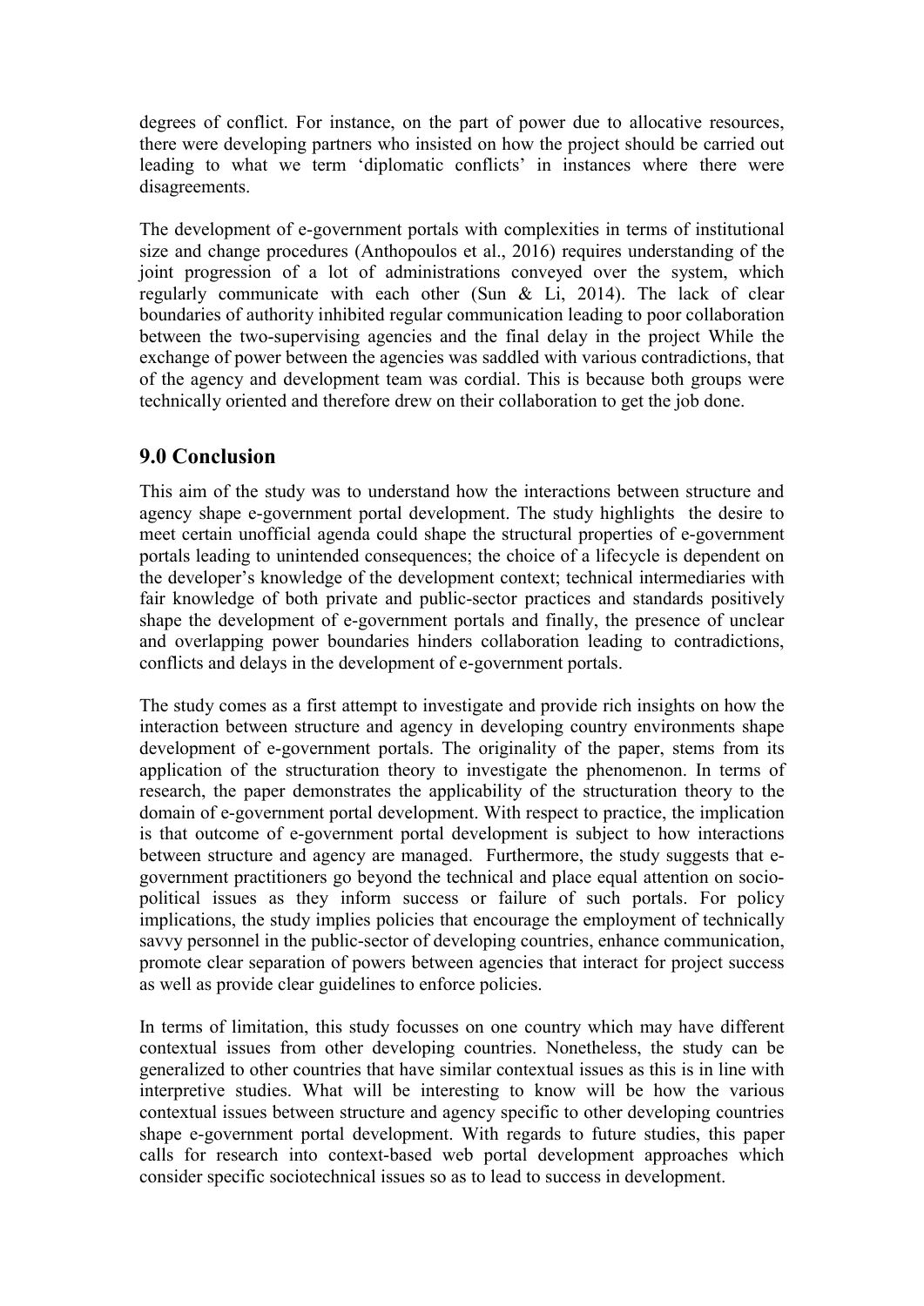degrees of conflict. For instance, on the part of power due to allocative resources, there were developing partners who insisted on how the project should be carried out leading to what we term 'diplomatic conflicts' in instances where there were disagreements.

The development of e-government portals with complexities in terms of institutional size and change procedures (Anthopoulos et al., 2016) requires understanding of the joint progression of a lot of administrations conveyed over the system, which regularly communicate with each other (Sun & Li, 2014). The lack of clear boundaries of authority inhibited regular communication leading to poor collaboration between the two-supervising agencies and the final delay in the project While the exchange of power between the agencies was saddled with various contradictions, that of the agency and development team was cordial. This is because both groups were technically oriented and therefore drew on their collaboration to get the job done.

## 9.0 Conclusion

This aim of the study was to understand how the interactions between structure and agency shape e-government portal development. The study highlights the desire to meet certain unofficial agenda could shape the structural properties of e-government portals leading to unintended consequences; the choice of a lifecycle is dependent on the developer's knowledge of the development context; technical intermediaries with fair knowledge of both private and public-sector practices and standards positively shape the development of e-government portals and finally, the presence of unclear and overlapping power boundaries hinders collaboration leading to contradictions, conflicts and delays in the development of e-government portals.

The study comes as a first attempt to investigate and provide rich insights on how the interaction between structure and agency in developing country environments shape development of e-government portals. The originality of the paper, stems from its application of the structuration theory to investigate the phenomenon. In terms of research, the paper demonstrates the applicability of the structuration theory to the domain of e-government portal development. With respect to practice, the implication is that outcome of e-government portal development is subject to how interactions between structure and agency are managed. Furthermore, the study suggests that e-government practitioners go beyond the technical and place equal attention on socio-political issues as they inform success or failure of such portals. For policy implications, the study implies policies that encourage the employment of technically savvy personnel in the public-sector of developing countries, enhance communication, promote clear separation of powers between agencies that interact for project success as well as provide clear guidelines to enforce policies.

In terms of limitation, this study focusses on one country which may have different contextual issues from other developing countries. Nonetheless, the study can be generalized to other countries that have similar contextual issues as this is in line with interpretive studies. What will be interesting to know will be how the various contextual issues between structure and agency specific to other developing countries shape e-government portal development. With regards to future studies, this paper calls for research into context-based web portal development approaches which consider specific sociotechnical issues so as to lead to success in development.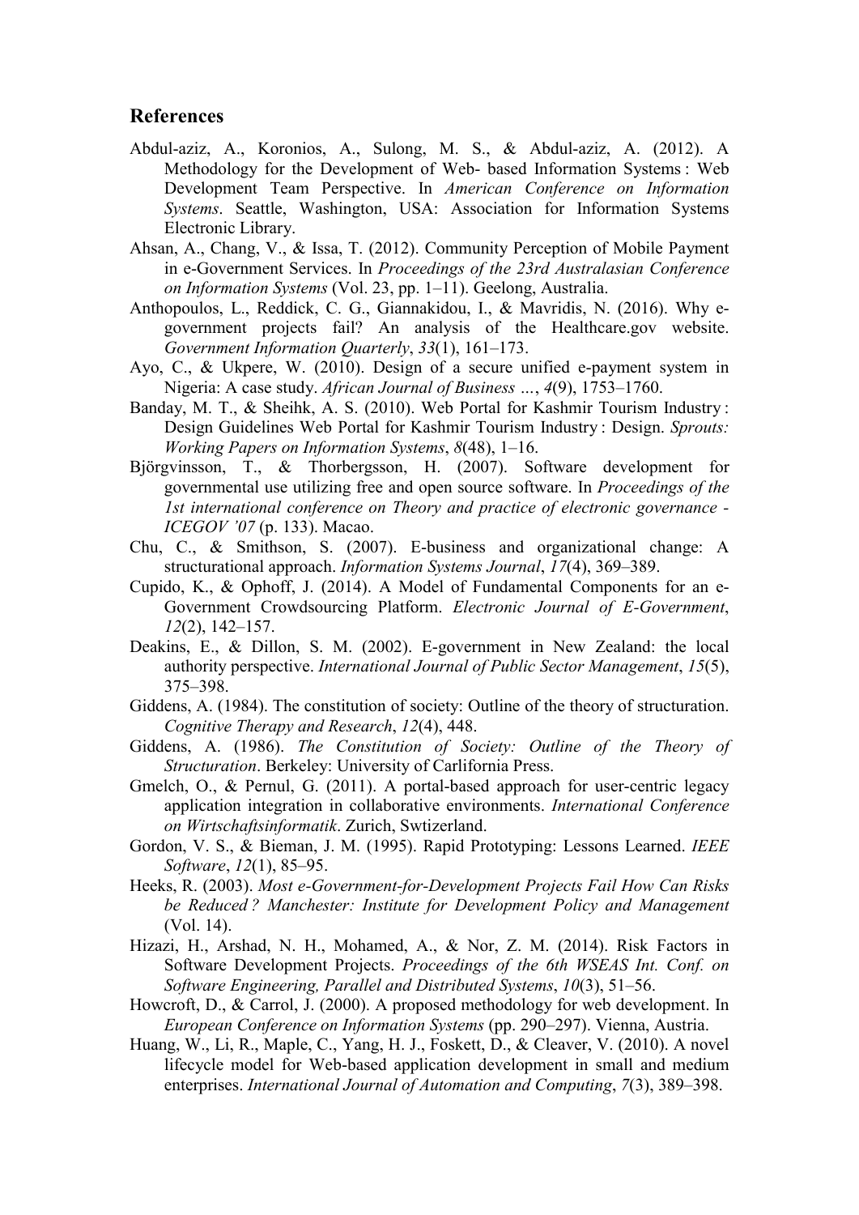## References

Abdul-aziz, A., Koronios, A., Sulong, M. S., & Abdul-aziz, A. (2012). A Methodology for the Development of Web- based Information Systems : Web Development Team Perspective. In *American Conference on Information Systems*. Seattle, Washington, USA: Association for Information Systems Electronic Library.

Ahsan, A., Chang, V., & Issa, T. (2012). Community Perception of Mobile Payment in e-Government Services. In *Proceedings of the 23rd Australasian Conference on Information Systems* (Vol. 23, pp. 1–11). Geelong, Australia.

Anthopoulos, L., Reddick, C. G., Giannakidou, I., & Mavridis, N. (2016). Why e-government projects fail? An analysis of the Healthcare.gov website. *Government Information Quarterly*, *33*(1), 161–173.

Ayo, C., & Ukpere, W. (2010). Design of a secure unified e-payment system in Nigeria: A case study. *African Journal of Business …*, *4*(9), 1753–1760.

Banday, M. T., & Sheihk, A. S. (2010). Web Portal for Kashmir Tourism Industry : Design Guidelines Web Portal for Kashmir Tourism Industry : Design. *Sprouts: Working Papers on Information Systems*, *8*(48), 1–16.

Björgvinsson, T., & Thorbergsson, H. (2007). Software development for governmental use utilizing free and open source software. In *Proceedings of the 1st international conference on Theory and practice of electronic governance - ICEGOV '07* (p. 133). Macao.

Chu, C., & Smithson, S. (2007). E-business and organizational change: A structurational approach. *Information Systems Journal*, *17*(4), 369–389.

Cupido, K., & Ophoff, J. (2014). A Model of Fundamental Components for an e-Government Crowdsourcing Platform. *Electronic Journal of E-Government*, *12*(2), 142–157.

Deakins, E., & Dillon, S. M. (2002). E-government in New Zealand: the local authority perspective. *International Journal of Public Sector Management*, *15*(5), 375–398.

Giddens, A. (1984). The constitution of society: Outline of the theory of structuration. *Cognitive Therapy and Research*, *12*(4), 448.

Giddens, A. (1986). *The Constitution of Society: Outline of the Theory of Structuration*. Berkeley: University of Carlifornia Press.

Gmelch, O., & Pernul, G. (2011). A portal-based approach for user-centric legacy application integration in collaborative environments. *International Conference on Wirtschaftsinformatik*. Zurich, Swtizerland.

Gordon, V. S., & Bieman, J. M. (1995). Rapid Prototyping: Lessons Learned. *IEEE Software*, *12*(1), 85–95.

Heeks, R. (2003). *Most e-Government-for-Development Projects Fail How Can Risks be Reduced ? Manchester: Institute for Development Policy and Management* (Vol. 14).

Hizazi, H., Arshad, N. H., Mohamed, A., & Nor, Z. M. (2014). Risk Factors in Software Development Projects. *Proceedings of the 6th WSEAS Int. Conf. on Software Engineering, Parallel and Distributed Systems*, *10*(3), 51–56.

Howcroft, D., & Carrol, J. (2000). A proposed methodology for web development. In *European Conference on Information Systems* (pp. 290–297). Vienna, Austria.

Huang, W., Li, R., Maple, C., Yang, H. J., Foskett, D., & Cleaver, V. (2010). A novel lifecycle model for Web-based application development in small and medium enterprises. *International Journal of Automation and Computing*, *7*(3), 389–398.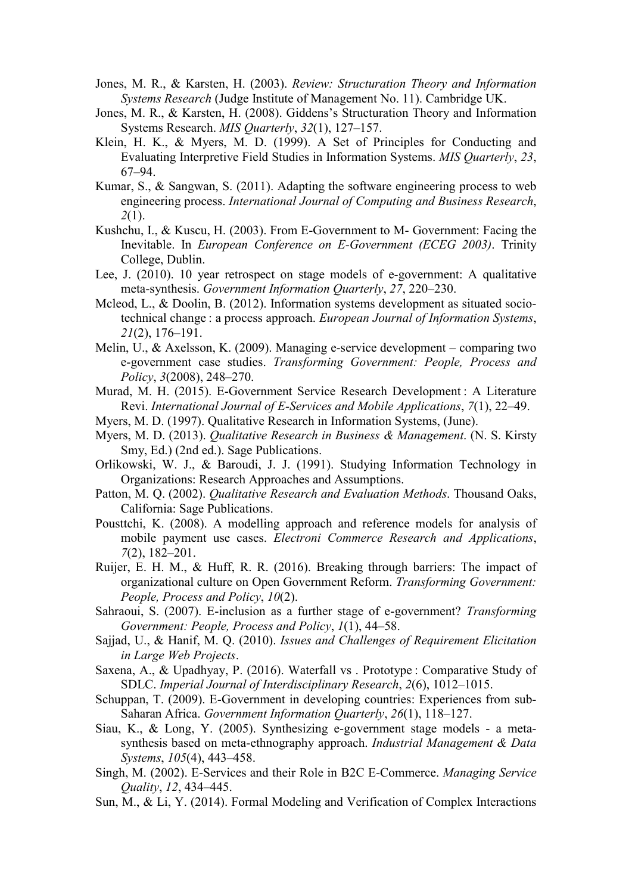Jones, M. R., & Karsten, H. (2003). *Review: Structuration Theory and Information Systems Research* (Judge Institute of Management No. 11). Cambridge UK.

Jones, M. R., & Karsten, H. (2008). Giddens's Structuration Theory and Information Systems Research. *MIS Quarterly*, *32*(1), 127–157.

Klein, H. K., & Myers, M. D. (1999). A Set of Principles for Conducting and Evaluating Interpretive Field Studies in Information Systems. *MIS Quarterly*, *23*, 67–94.

Kumar, S., & Sangwan, S. (2011). Adapting the software engineering process to web engineering process. *International Journal of Computing and Business Research*, *2*(1).

Kushchu, I., & Kuscu, H. (2003). From E-Government to M- Government: Facing the Inevitable. In *European Conference on E-Government (ECEG 2003)*. Trinity College, Dublin.

Lee, J. (2010). 10 year retrospect on stage models of e-government: A qualitative meta-synthesis. *Government Information Quarterly*, *27*, 220–230.

Mcleod, L., & Doolin, B. (2012). Information systems development as situated socio-technical change : a process approach. *European Journal of Information Systems*, *21*(2), 176–191.

Melin, U., & Axelsson, K. (2009). Managing e-service development – comparing two e-government case studies. *Transforming Government: People, Process and Policy*, *3*(2008), 248–270.

Murad, M. H. (2015). E-Government Service Research Development : A Literature Revi. *International Journal of E-Services and Mobile Applications*, *7*(1), 22–49.

Myers, M. D. (1997). Qualitative Research in Information Systems, (June).

Myers, M. D. (2013). *Qualitative Research in Business & Management*. (N. S. Kirsty Smy, Ed.) (2nd ed.). Sage Publications.

Orlikowski, W. J., & Baroudi, J. J. (1991). Studying Information Technology in Organizations: Research Approaches and Assumptions.

Patton, M. Q. (2002). *Qualitative Research and Evaluation Methods*. Thousand Oaks, California: Sage Publications.

Pousttchi, K. (2008). A modelling approach and reference models for analysis of mobile payment use cases. *Electroni Commerce Research and Applications*, *7*(2), 182–201.

Ruijer, E. H. M., & Huff, R. R. (2016). Breaking through barriers: The impact of organizational culture on Open Government Reform. *Transforming Government: People, Process and Policy*, *10*(2).

Sahraoui, S. (2007). E-inclusion as a further stage of e-government? *Transforming Government: People, Process and Policy*, *1*(1), 44–58.

Sajjad, U., & Hanif, M. Q. (2010). *Issues and Challenges of Requirement Elicitation in Large Web Projects*.

Saxena, A., & Upadhyay, P. (2016). Waterfall vs . Prototype : Comparative Study of SDLC. *Imperial Journal of Interdisciplinary Research*, *2*(6), 1012–1015.

Schuppan, T. (2009). E-Government in developing countries: Experiences from sub-Saharan Africa. *Government Information Quarterly*, *26*(1), 118–127.

Siau, K., & Long, Y. (2005). Synthesizing e-government stage models - a meta-synthesis based on meta-ethnography approach. *Industrial Management & Data Systems*, *105*(4), 443–458.

Singh, M. (2002). E-Services and their Role in B2C E-Commerce. *Managing Service Quality*, *12*, 434–445.

Sun, M., & Li, Y. (2014). Formal Modeling and Verification of Complex Interactions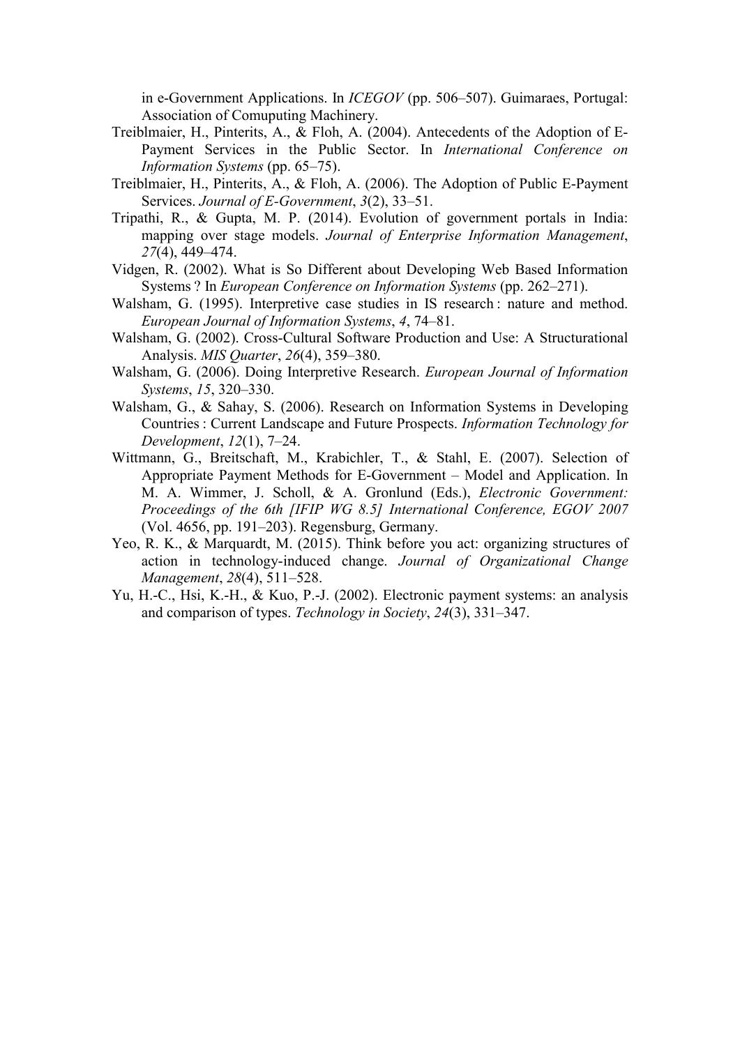in e-Government Applications. In *ICEGOV* (pp. 506–507). Guimaraes, Portugal: Association of Comuputing Machinery.

Treiblmaier, H., Pinterits, A., & Floh, A. (2004). Antecedents of the Adoption of E-Payment Services in the Public Sector. In *International Conference on Information Systems* (pp. 65–75).

Treiblmaier, H., Pinterits, A., & Floh, A. (2006). The Adoption of Public E-Payment Services. *Journal of E-Government*, *3*(2), 33–51.

Tripathi, R., & Gupta, M. P. (2014). Evolution of government portals in India: mapping over stage models. *Journal of Enterprise Information Management*, *27*(4), 449–474.

Vidgen, R. (2002). What is So Different about Developing Web Based Information Systems ? In *European Conference on Information Systems* (pp. 262–271).

Walsham, G. (1995). Interpretive case studies in IS research : nature and method. *European Journal of Information Systems*, *4*, 74–81.

Walsham, G. (2002). Cross-Cultural Software Production and Use: A Structurational Analysis. *MIS Quarter*, *26*(4), 359–380.

Walsham, G. (2006). Doing Interpretive Research. *European Journal of Information Systems*, *15*, 320–330.

Walsham, G., & Sahay, S. (2006). Research on Information Systems in Developing Countries : Current Landscape and Future Prospects. *Information Technology for Development*, *12*(1), 7–24.

Wittmann, G., Breitschaft, M., Krabichler, T., & Stahl, E. (2007). Selection of Appropriate Payment Methods for E-Government – Model and Application. In M. A. Wimmer, J. Scholl, & A. Gronlund (Eds.), *Electronic Government: Proceedings of the 6th [IFIP WG 8.5] International Conference, EGOV 2007* (Vol. 4656, pp. 191–203). Regensburg, Germany.

Yeo, R. K., & Marquardt, M. (2015). Think before you act: organizing structures of action in technology-induced change. *Journal of Organizational Change Management*, *28*(4), 511–528.

Yu, H.-C., Hsi, K.-H., & Kuo, P.-J. (2002). Electronic payment systems: an analysis and comparison of types. *Technology in Society*, *24*(3), 331–347.